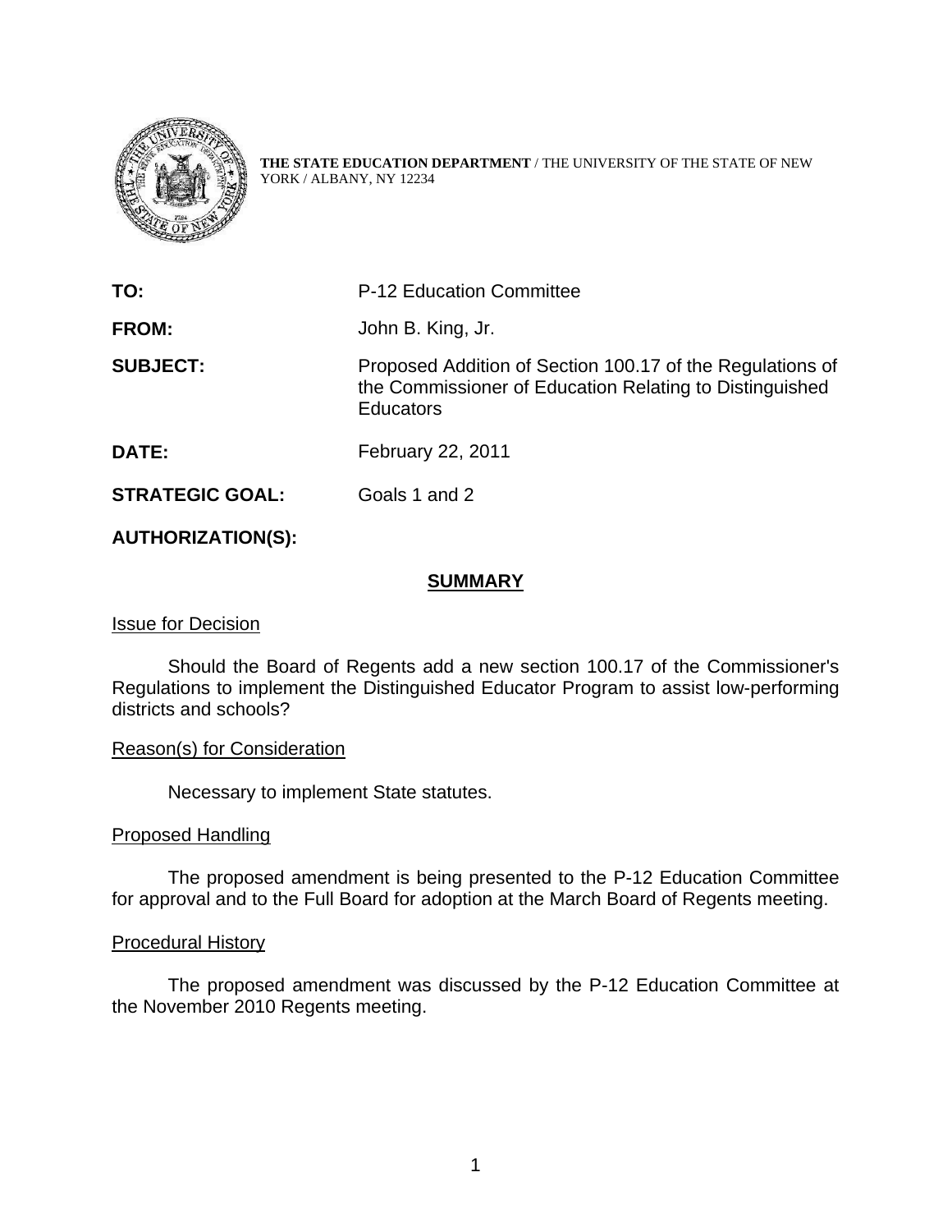**THE STATE EDUCATION DEPARTMENT** / THE UNIVERSITY OF THE STATE OF NEW YORK / ALBANY, NY 12234

| | |
|---|---|
| **TO:** | P-12 Education Committee |
| **FROM:** | John B. King, Jr. |
| **SUBJECT:** | Proposed Addition of Section 100.17 of the Regulations of the Commissioner of Education Relating to Distinguished Educators |
| **DATE:** | February 22, 2011 |
| **STRATEGIC GOAL:** | Goals 1 and 2 |
| **AUTHORIZATION(S):** | |

## SUMMARY

### Issue for Decision

Should the Board of Regents add a new section 100.17 of the Commissioner's Regulations to implement the Distinguished Educator Program to assist low-performing districts and schools?

### Reason(s) for Consideration

Necessary to implement State statutes.

### Proposed Handling

The proposed amendment is being presented to the P-12 Education Committee for approval and to the Full Board for adoption at the March Board of Regents meeting.

### Procedural History

The proposed amendment was discussed by the P-12 Education Committee at the November 2010 Regents meeting.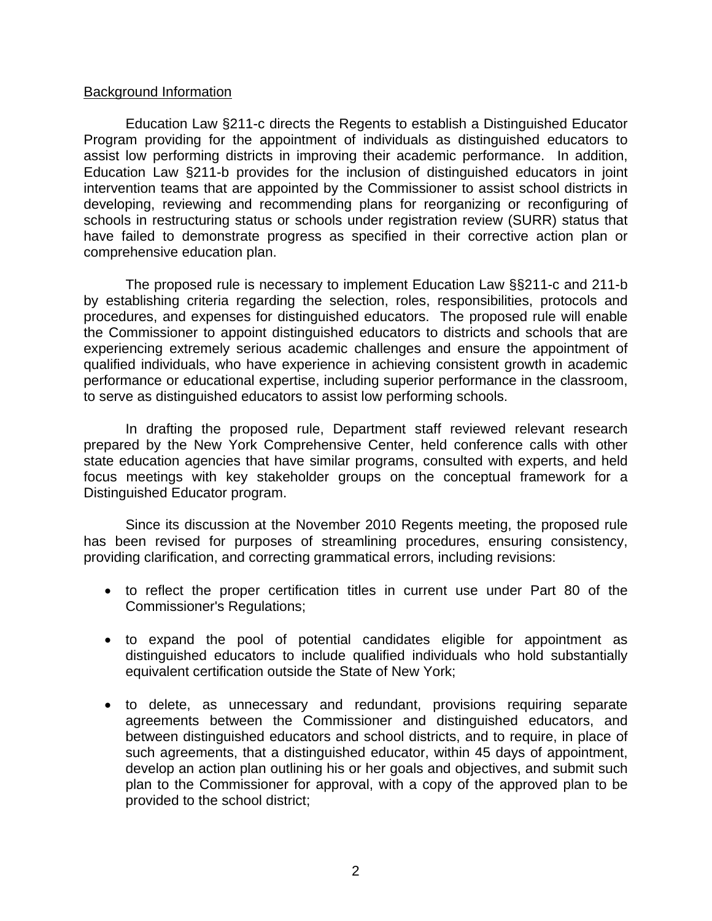Background Information

Education Law §211-c directs the Regents to establish a Distinguished Educator Program providing for the appointment of individuals as distinguished educators to assist low performing districts in improving their academic performance. In addition, Education Law §211-b provides for the inclusion of distinguished educators in joint intervention teams that are appointed by the Commissioner to assist school districts in developing, reviewing and recommending plans for reorganizing or reconfiguring of schools in restructuring status or schools under registration review (SURR) status that have failed to demonstrate progress as specified in their corrective action plan or comprehensive education plan.

The proposed rule is necessary to implement Education Law §§211-c and 211-b by establishing criteria regarding the selection, roles, responsibilities, protocols and procedures, and expenses for distinguished educators. The proposed rule will enable the Commissioner to appoint distinguished educators to districts and schools that are experiencing extremely serious academic challenges and ensure the appointment of qualified individuals, who have experience in achieving consistent growth in academic performance or educational expertise, including superior performance in the classroom, to serve as distinguished educators to assist low performing schools.

In drafting the proposed rule, Department staff reviewed relevant research prepared by the New York Comprehensive Center, held conference calls with other state education agencies that have similar programs, consulted with experts, and held focus meetings with key stakeholder groups on the conceptual framework for a Distinguished Educator program.

Since its discussion at the November 2010 Regents meeting, the proposed rule has been revised for purposes of streamlining procedures, ensuring consistency, providing clarification, and correcting grammatical errors, including revisions:

- to reflect the proper certification titles in current use under Part 80 of the Commissioner's Regulations;
- to expand the pool of potential candidates eligible for appointment as distinguished educators to include qualified individuals who hold substantially equivalent certification outside the State of New York;
- to delete, as unnecessary and redundant, provisions requiring separate agreements between the Commissioner and distinguished educators, and between distinguished educators and school districts, and to require, in place of such agreements, that a distinguished educator, within 45 days of appointment, develop an action plan outlining his or her goals and objectives, and submit such plan to the Commissioner for approval, with a copy of the approved plan to be provided to the school district;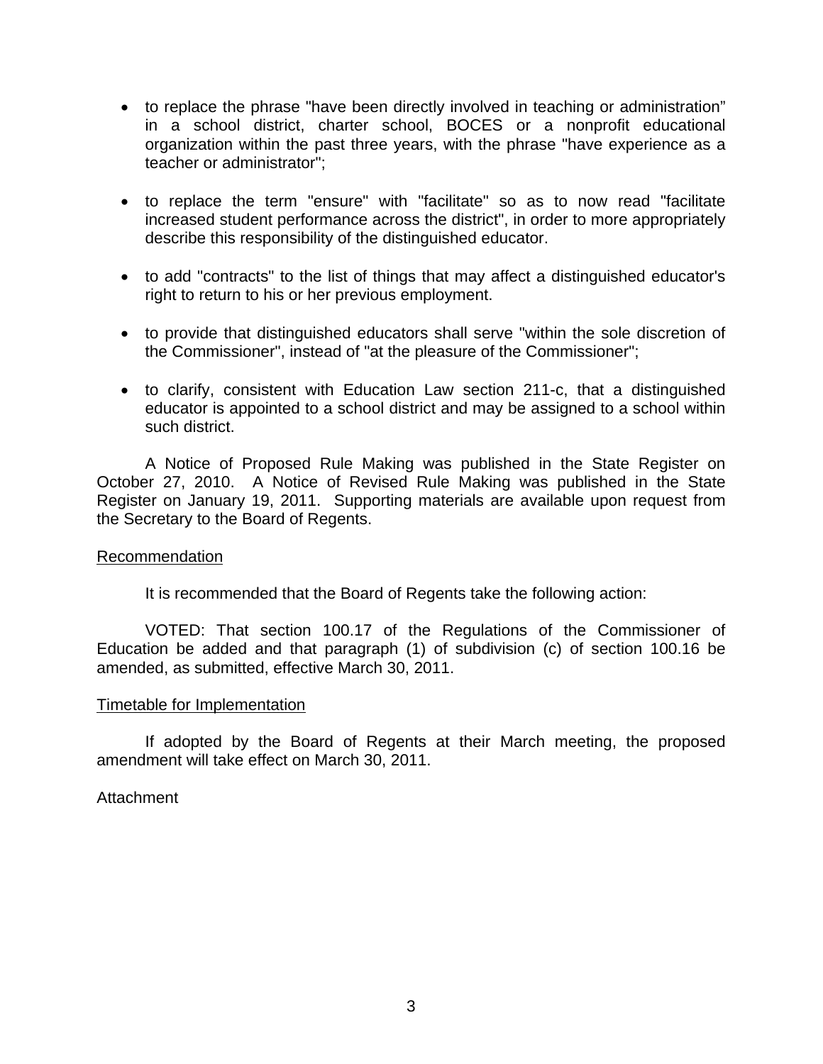- to replace the phrase "have been directly involved in teaching or administration" in a school district, charter school, BOCES or a nonprofit educational organization within the past three years, with the phrase "have experience as a teacher or administrator";

- to replace the term "ensure" with "facilitate" so as to now read "facilitate increased student performance across the district", in order to more appropriately describe this responsibility of the distinguished educator.

- to add "contracts" to the list of things that may affect a distinguished educator's right to return to his or her previous employment.

- to provide that distinguished educators shall serve "within the sole discretion of the Commissioner", instead of "at the pleasure of the Commissioner";

- to clarify, consistent with Education Law section 211-c, that a distinguished educator is appointed to a school district and may be assigned to a school within such district.

A Notice of Proposed Rule Making was published in the State Register on October 27, 2010. A Notice of Revised Rule Making was published in the State Register on January 19, 2011. Supporting materials are available upon request from the Secretary to the Board of Regents.

## Recommendation

It is recommended that the Board of Regents take the following action:

VOTED: That section 100.17 of the Regulations of the Commissioner of Education be added and that paragraph (1) of subdivision (c) of section 100.16 be amended, as submitted, effective March 30, 2011.

## Timetable for Implementation

If adopted by the Board of Regents at their March meeting, the proposed amendment will take effect on March 30, 2011.

Attachment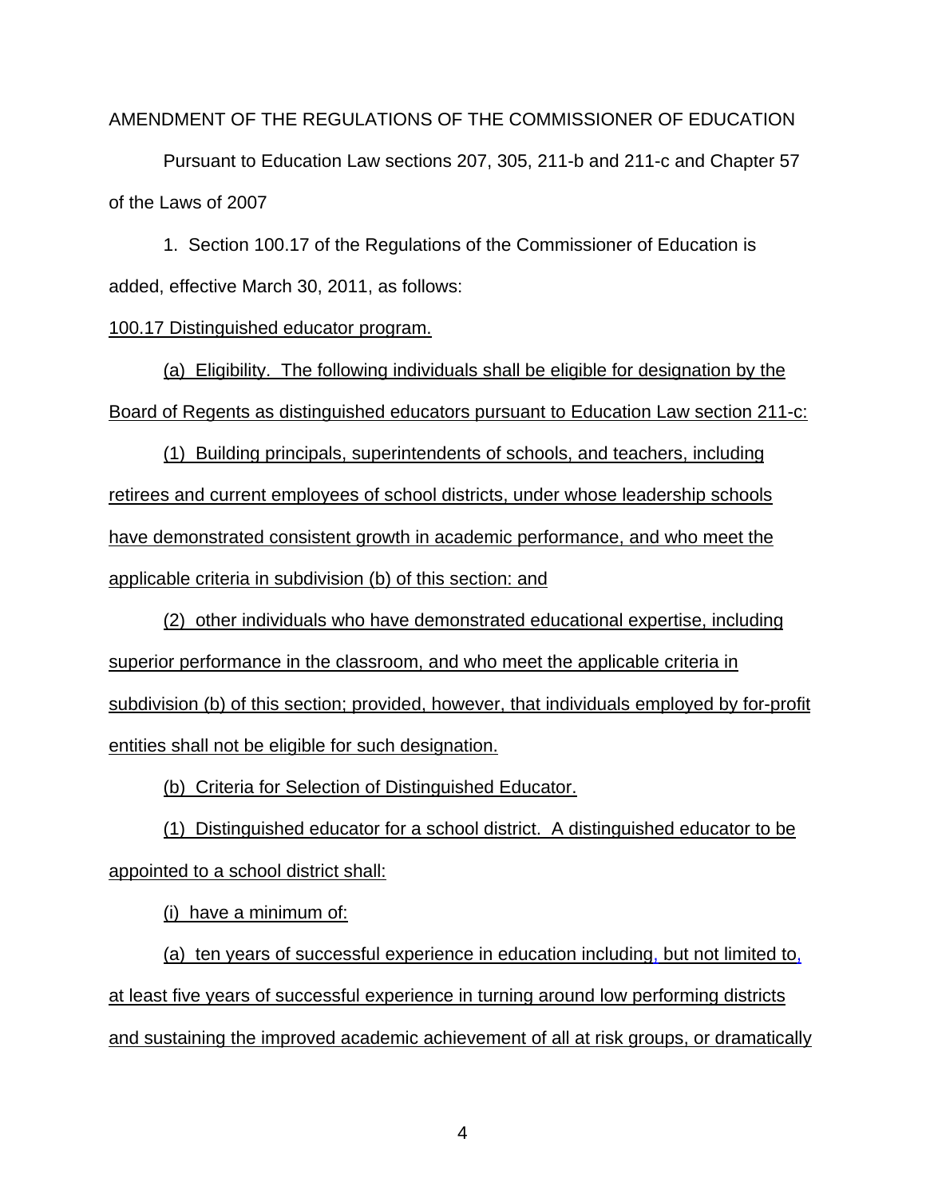AMENDMENT OF THE REGULATIONS OF THE COMMISSIONER OF EDUCATION

Pursuant to Education Law sections 207, 305, 211-b and 211-c and Chapter 57 of the Laws of 2007

1. Section 100.17 of the Regulations of the Commissioner of Education is added, effective March 30, 2011, as follows:

100.17 Distinguished educator program.

(a) Eligibility. The following individuals shall be eligible for designation by the Board of Regents as distinguished educators pursuant to Education Law section 211-c:

(1) Building principals, superintendents of schools, and teachers, including retirees and current employees of school districts, under whose leadership schools have demonstrated consistent growth in academic performance, and who meet the applicable criteria in subdivision (b) of this section: and

(2) other individuals who have demonstrated educational expertise, including superior performance in the classroom, and who meet the applicable criteria in subdivision (b) of this section; provided, however, that individuals employed by for-profit entities shall not be eligible for such designation.

(b) Criteria for Selection of Distinguished Educator.

(1) Distinguished educator for a school district. A distinguished educator to be appointed to a school district shall:

(i) have a minimum of:

(a) ten years of successful experience in education including, but not limited to, at least five years of successful experience in turning around low performing districts and sustaining the improved academic achievement of all at risk groups, or dramatically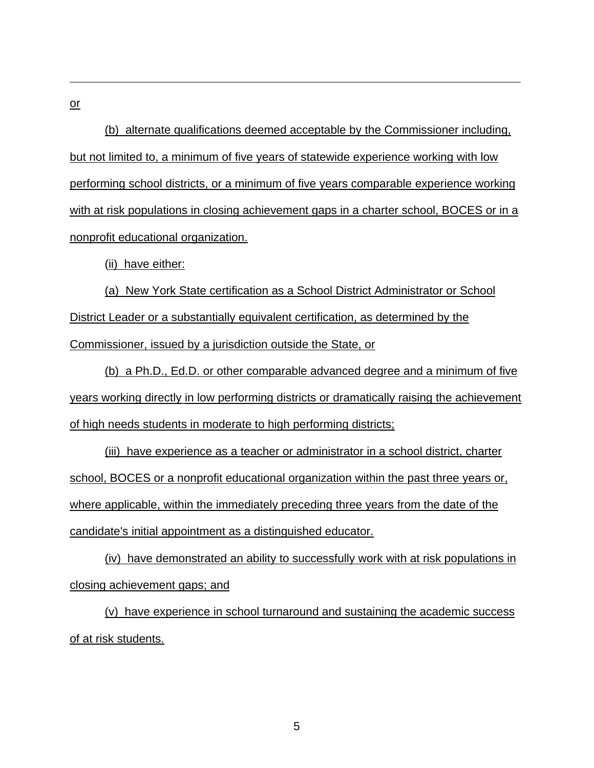or

(b) alternate qualifications deemed acceptable by the Commissioner including, but not limited to, a minimum of five years of statewide experience working with low performing school districts, or a minimum of five years comparable experience working with at risk populations in closing achievement gaps in a charter school, BOCES or in a nonprofit educational organization.

(ii) have either:

(a) New York State certification as a School District Administrator or School District Leader or a substantially equivalent certification, as determined by the Commissioner, issued by a jurisdiction outside the State, or

(b) a Ph.D., Ed.D. or other comparable advanced degree and a minimum of five years working directly in low performing districts or dramatically raising the achievement of high needs students in moderate to high performing districts;

(iii) have experience as a teacher or administrator in a school district, charter school, BOCES or a nonprofit educational organization within the past three years or, where applicable, within the immediately preceding three years from the date of the candidate's initial appointment as a distinguished educator.

(iv) have demonstrated an ability to successfully work with at risk populations in closing achievement gaps; and

(v) have experience in school turnaround and sustaining the academic success of at risk students.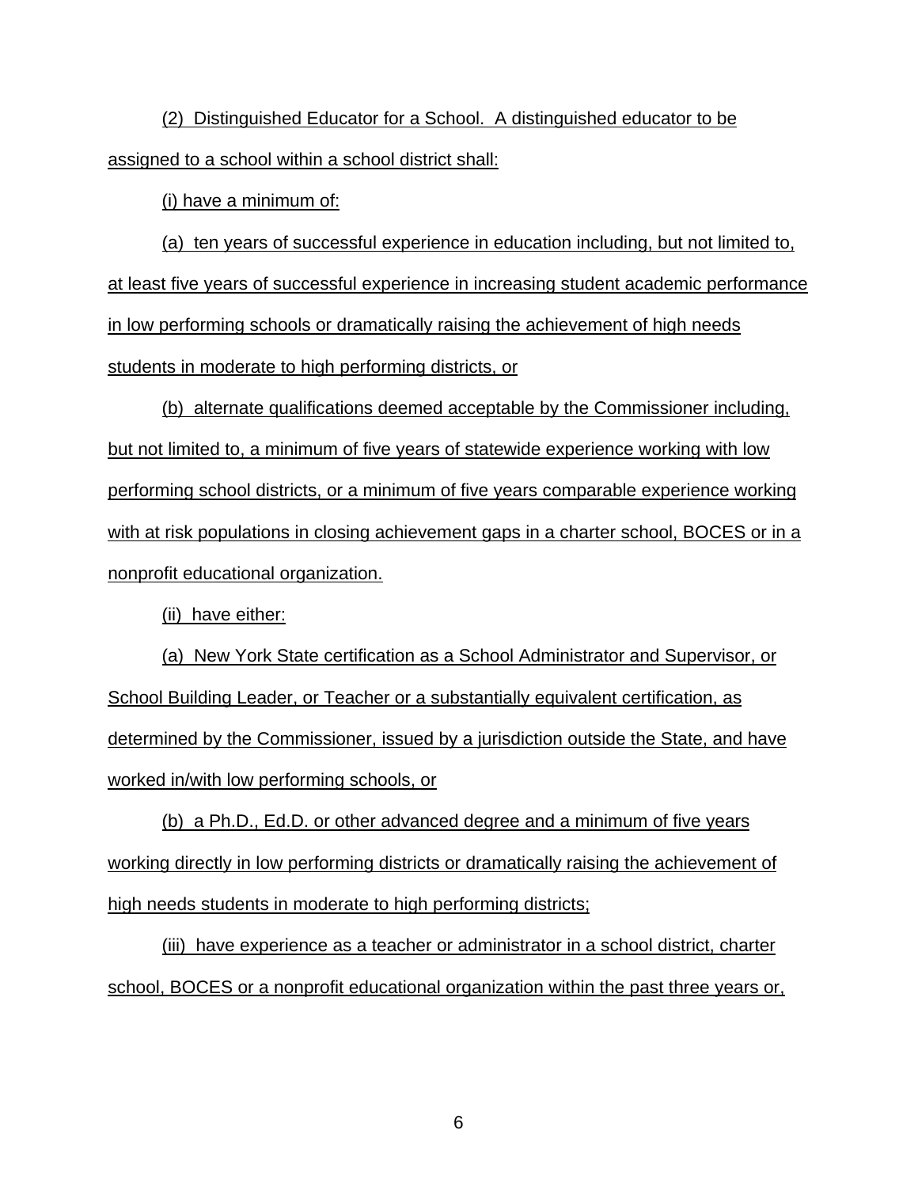(2) Distinguished Educator for a School. A distinguished educator to be assigned to a school within a school district shall:

(i) have a minimum of:

(a) ten years of successful experience in education including, but not limited to, at least five years of successful experience in increasing student academic performance in low performing schools or dramatically raising the achievement of high needs students in moderate to high performing districts, or

(b) alternate qualifications deemed acceptable by the Commissioner including, but not limited to, a minimum of five years of statewide experience working with low performing school districts, or a minimum of five years comparable experience working with at risk populations in closing achievement gaps in a charter school, BOCES or in a nonprofit educational organization.

(ii) have either:

(a) New York State certification as a School Administrator and Supervisor, or School Building Leader, or Teacher or a substantially equivalent certification, as determined by the Commissioner, issued by a jurisdiction outside the State, and have worked in/with low performing schools, or

(b) a Ph.D., Ed.D. or other advanced degree and a minimum of five years working directly in low performing districts or dramatically raising the achievement of high needs students in moderate to high performing districts;

(iii) have experience as a teacher or administrator in a school district, charter school, BOCES or a nonprofit educational organization within the past three years or,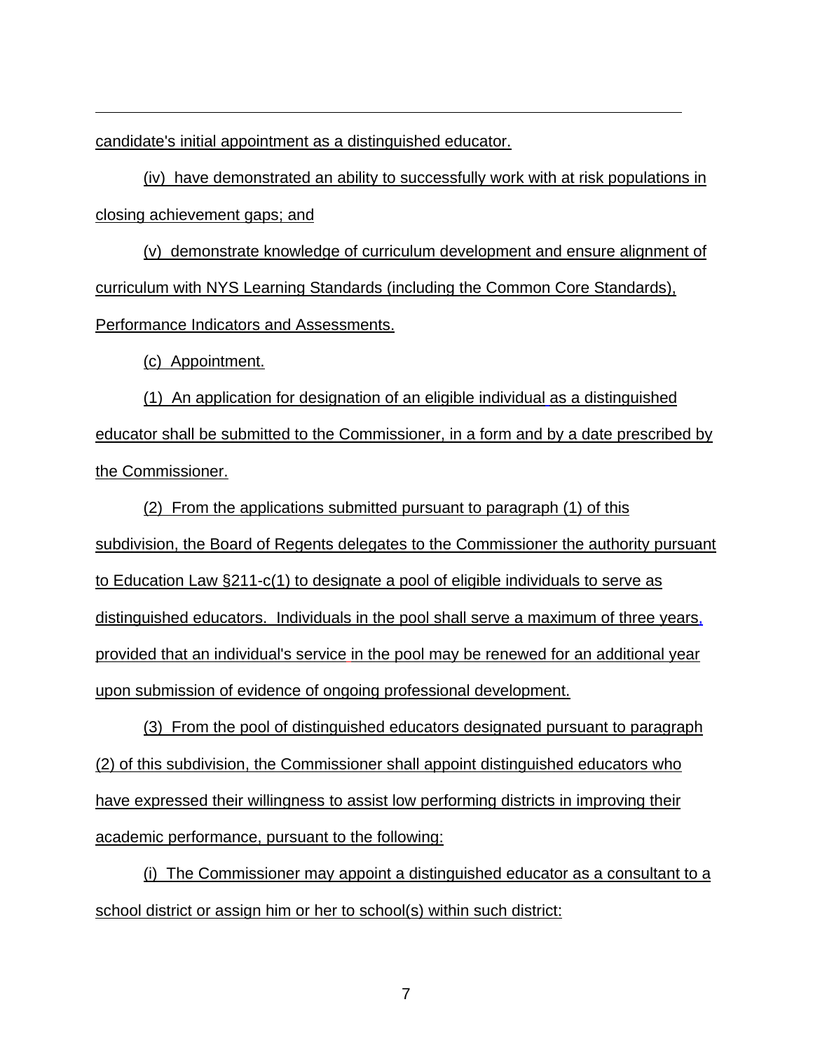candidate's initial appointment as a distinguished educator.

(iv) have demonstrated an ability to successfully work with at risk populations in closing achievement gaps; and

(v) demonstrate knowledge of curriculum development and ensure alignment of curriculum with NYS Learning Standards (including the Common Core Standards), Performance Indicators and Assessments.

(c) Appointment.

(1) An application for designation of an eligible individual as a distinguished educator shall be submitted to the Commissioner, in a form and by a date prescribed by the Commissioner.

(2) From the applications submitted pursuant to paragraph (1) of this subdivision, the Board of Regents delegates to the Commissioner the authority pursuant to Education Law §211-c(1) to designate a pool of eligible individuals to serve as distinguished educators. Individuals in the pool shall serve a maximum of three years, provided that an individual's service in the pool may be renewed for an additional year upon submission of evidence of ongoing professional development.

(3) From the pool of distinguished educators designated pursuant to paragraph (2) of this subdivision, the Commissioner shall appoint distinguished educators who have expressed their willingness to assist low performing districts in improving their academic performance, pursuant to the following:

(i) The Commissioner may appoint a distinguished educator as a consultant to a school district or assign him or her to school(s) within such district: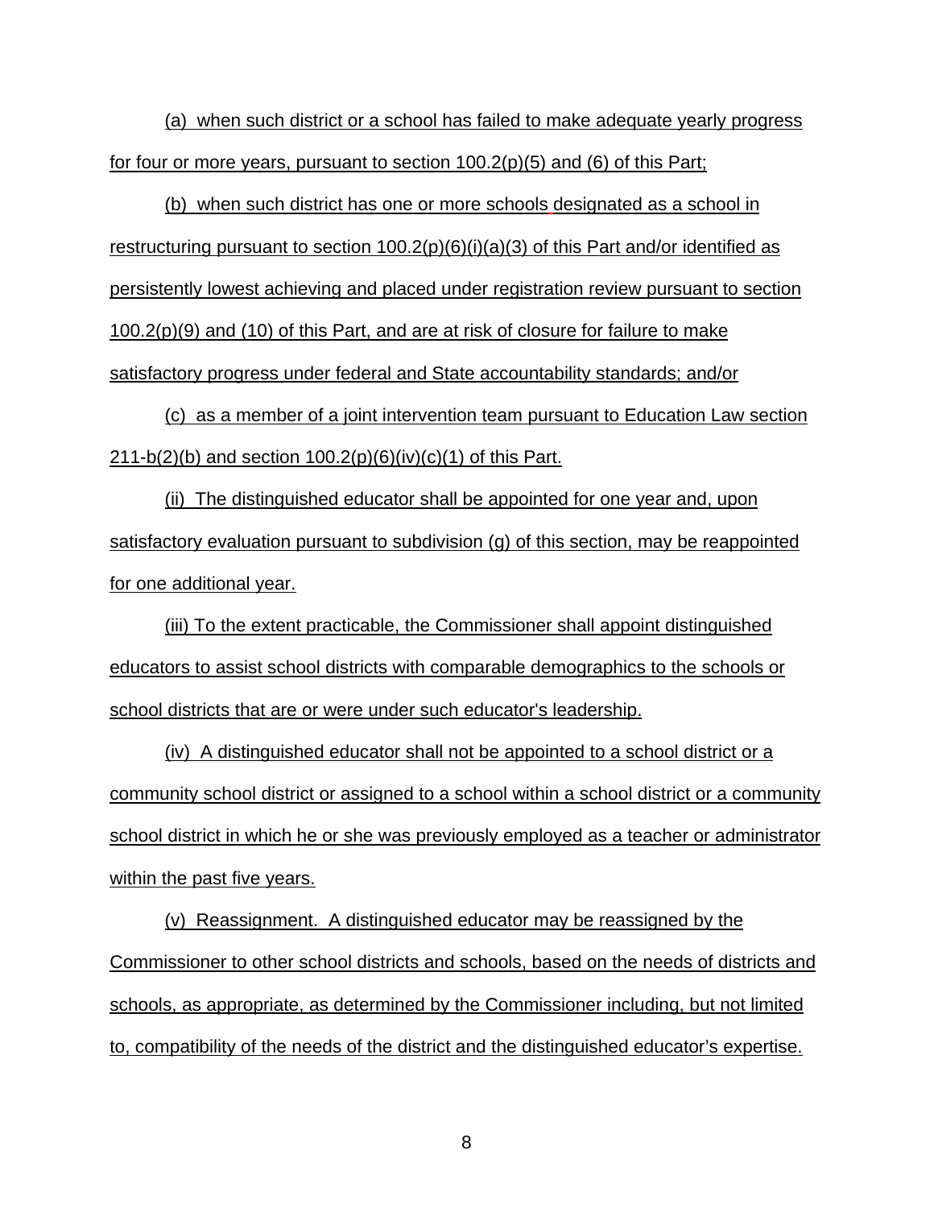(a) when such district or a school has failed to make adequate yearly progress for four or more years, pursuant to section 100.2(p)(5) and (6) of this Part;

(b) when such district has one or more schools designated as a school in restructuring pursuant to section 100.2(p)(6)(i)(a)(3) of this Part and/or identified as persistently lowest achieving and placed under registration review pursuant to section 100.2(p)(9) and (10) of this Part, and are at risk of closure for failure to make satisfactory progress under federal and State accountability standards; and/or

(c) as a member of a joint intervention team pursuant to Education Law section 211-b(2)(b) and section 100.2(p)(6)(iv)(c)(1) of this Part.

(ii) The distinguished educator shall be appointed for one year and, upon satisfactory evaluation pursuant to subdivision (g) of this section, may be reappointed for one additional year.

(iii) To the extent practicable, the Commissioner shall appoint distinguished educators to assist school districts with comparable demographics to the schools or school districts that are or were under such educator's leadership.

(iv) A distinguished educator shall not be appointed to a school district or a community school district or assigned to a school within a school district or a community school district in which he or she was previously employed as a teacher or administrator within the past five years.

(v) Reassignment. A distinguished educator may be reassigned by the Commissioner to other school districts and schools, based on the needs of districts and schools, as appropriate, as determined by the Commissioner including, but not limited to, compatibility of the needs of the district and the distinguished educator's expertise.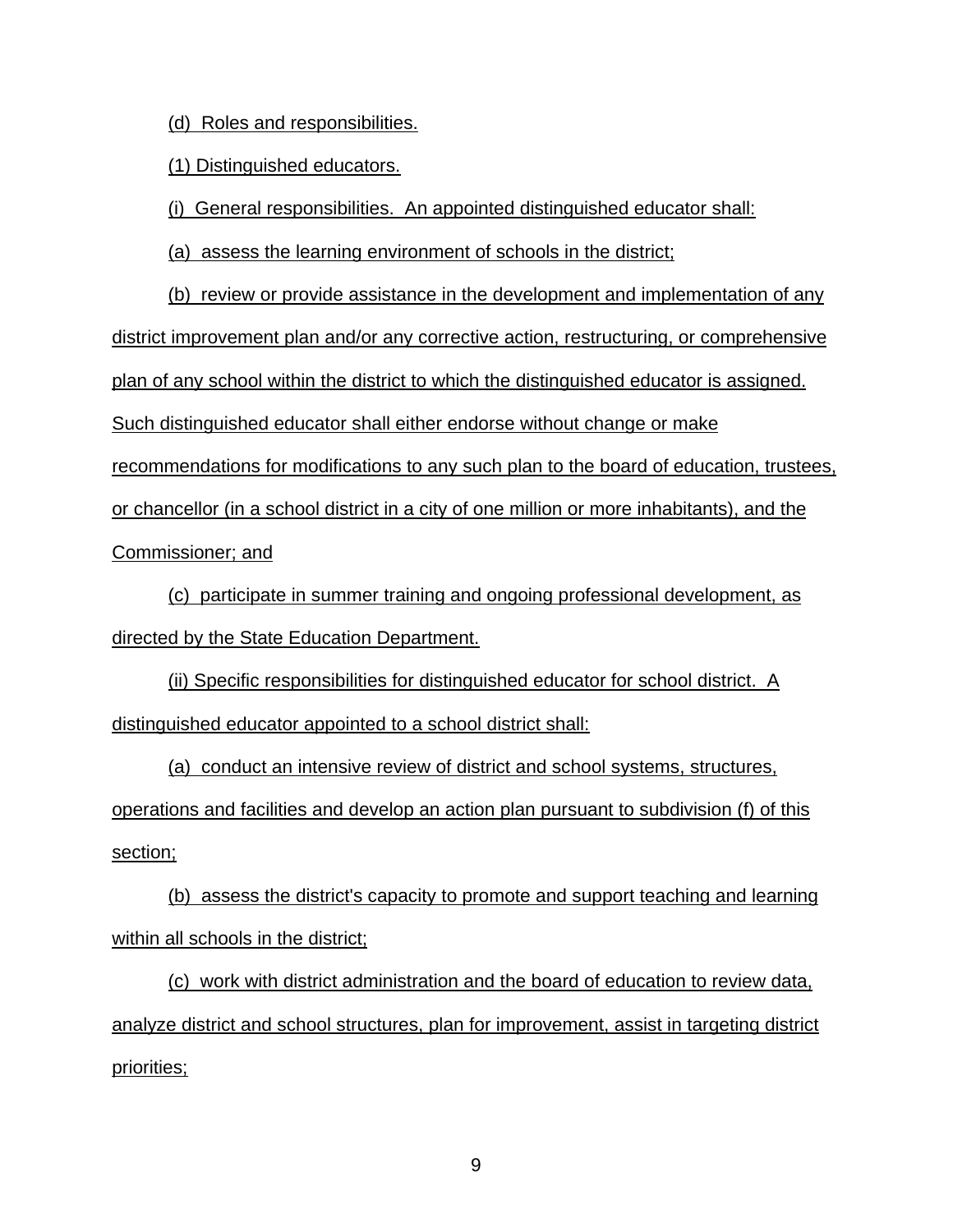(d) Roles and responsibilities.

(1) Distinguished educators.

(i) General responsibilities. An appointed distinguished educator shall:

(a) assess the learning environment of schools in the district;

(b) review or provide assistance in the development and implementation of any district improvement plan and/or any corrective action, restructuring, or comprehensive plan of any school within the district to which the distinguished educator is assigned. Such distinguished educator shall either endorse without change or make recommendations for modifications to any such plan to the board of education, trustees, or chancellor (in a school district in a city of one million or more inhabitants), and the Commissioner; and

(c) participate in summer training and ongoing professional development, as directed by the State Education Department.

(ii) Specific responsibilities for distinguished educator for school district. A distinguished educator appointed to a school district shall:

(a) conduct an intensive review of district and school systems, structures, operations and facilities and develop an action plan pursuant to subdivision (f) of this section;

(b) assess the district's capacity to promote and support teaching and learning within all schools in the district;

(c) work with district administration and the board of education to review data, analyze district and school structures, plan for improvement, assist in targeting district priorities;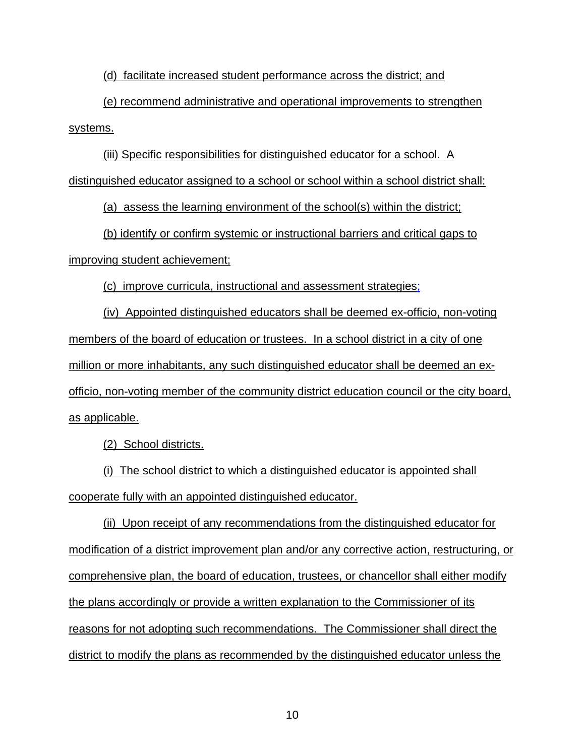(d) facilitate increased student performance across the district; and

(e) recommend administrative and operational improvements to strengthen systems.

(iii) Specific responsibilities for distinguished educator for a school. A distinguished educator assigned to a school or school within a school district shall:

(a) assess the learning environment of the school(s) within the district;

(b) identify or confirm systemic or instructional barriers and critical gaps to improving student achievement;

(c) improve curricula, instructional and assessment strategies;

(iv) Appointed distinguished educators shall be deemed ex-officio, non-voting members of the board of education or trustees. In a school district in a city of one million or more inhabitants, any such distinguished educator shall be deemed an ex-officio, non-voting member of the community district education council or the city board, as applicable.

(2) School districts.

(i) The school district to which a distinguished educator is appointed shall cooperate fully with an appointed distinguished educator.

(ii) Upon receipt of any recommendations from the distinguished educator for modification of a district improvement plan and/or any corrective action, restructuring, or comprehensive plan, the board of education, trustees, or chancellor shall either modify the plans accordingly or provide a written explanation to the Commissioner of its reasons for not adopting such recommendations. The Commissioner shall direct the district to modify the plans as recommended by the distinguished educator unless the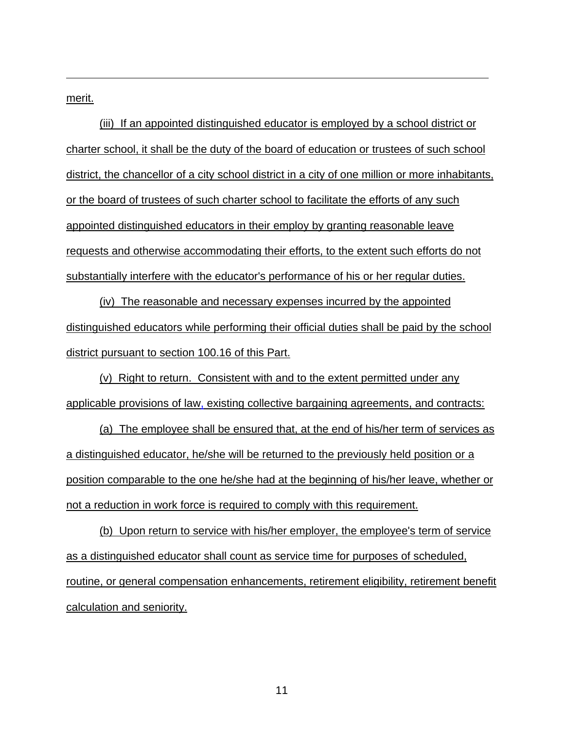merit.

(iii) If an appointed distinguished educator is employed by a school district or charter school, it shall be the duty of the board of education or trustees of such school district, the chancellor of a city school district in a city of one million or more inhabitants, or the board of trustees of such charter school to facilitate the efforts of any such appointed distinguished educators in their employ by granting reasonable leave requests and otherwise accommodating their efforts, to the extent such efforts do not substantially interfere with the educator's performance of his or her regular duties.

(iv) The reasonable and necessary expenses incurred by the appointed distinguished educators while performing their official duties shall be paid by the school district pursuant to section 100.16 of this Part.

(v) Right to return. Consistent with and to the extent permitted under any applicable provisions of law, existing collective bargaining agreements, and contracts:

(a) The employee shall be ensured that, at the end of his/her term of services as a distinguished educator, he/she will be returned to the previously held position or a position comparable to the one he/she had at the beginning of his/her leave, whether or not a reduction in work force is required to comply with this requirement.

(b) Upon return to service with his/her employer, the employee's term of service as a distinguished educator shall count as service time for purposes of scheduled, routine, or general compensation enhancements, retirement eligibility, retirement benefit calculation and seniority.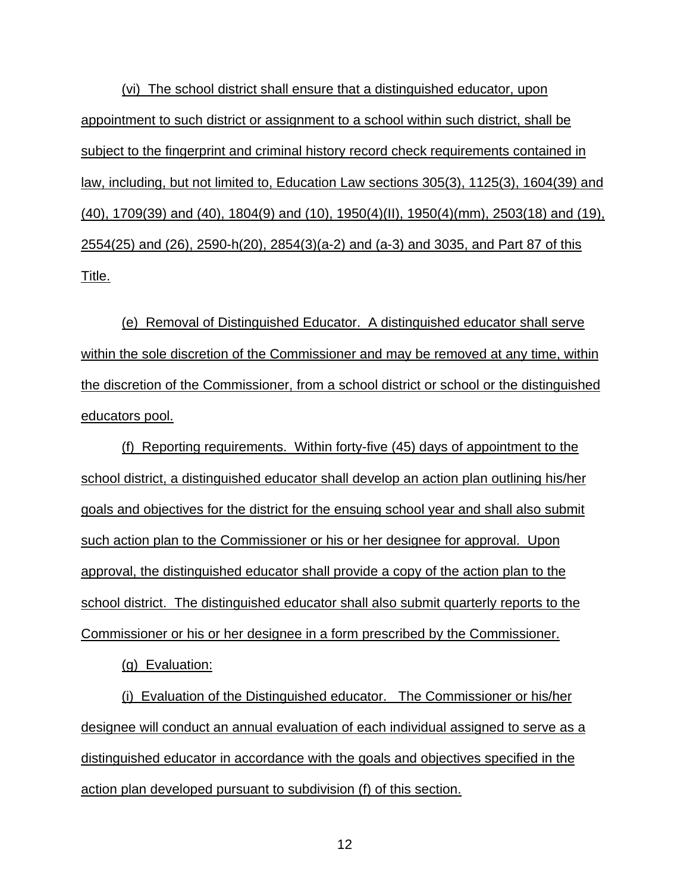(vi) The school district shall ensure that a distinguished educator, upon appointment to such district or assignment to a school within such district, shall be subject to the fingerprint and criminal history record check requirements contained in law, including, but not limited to, Education Law sections 305(3), 1125(3), 1604(39) and (40), 1709(39) and (40), 1804(9) and (10), 1950(4)(II), 1950(4)(mm), 2503(18) and (19), 2554(25) and (26), 2590-h(20), 2854(3)(a-2) and (a-3) and 3035, and Part 87 of this Title.

(e) Removal of Distinguished Educator. A distinguished educator shall serve within the sole discretion of the Commissioner and may be removed at any time, within the discretion of the Commissioner, from a school district or school or the distinguished educators pool.

(f) Reporting requirements. Within forty-five (45) days of appointment to the school district, a distinguished educator shall develop an action plan outlining his/her goals and objectives for the district for the ensuing school year and shall also submit such action plan to the Commissioner or his or her designee for approval. Upon approval, the distinguished educator shall provide a copy of the action plan to the school district. The distinguished educator shall also submit quarterly reports to the Commissioner or his or her designee in a form prescribed by the Commissioner.

(g) Evaluation:

(i) Evaluation of the Distinguished educator. The Commissioner or his/her designee will conduct an annual evaluation of each individual assigned to serve as a distinguished educator in accordance with the goals and objectives specified in the action plan developed pursuant to subdivision (f) of this section.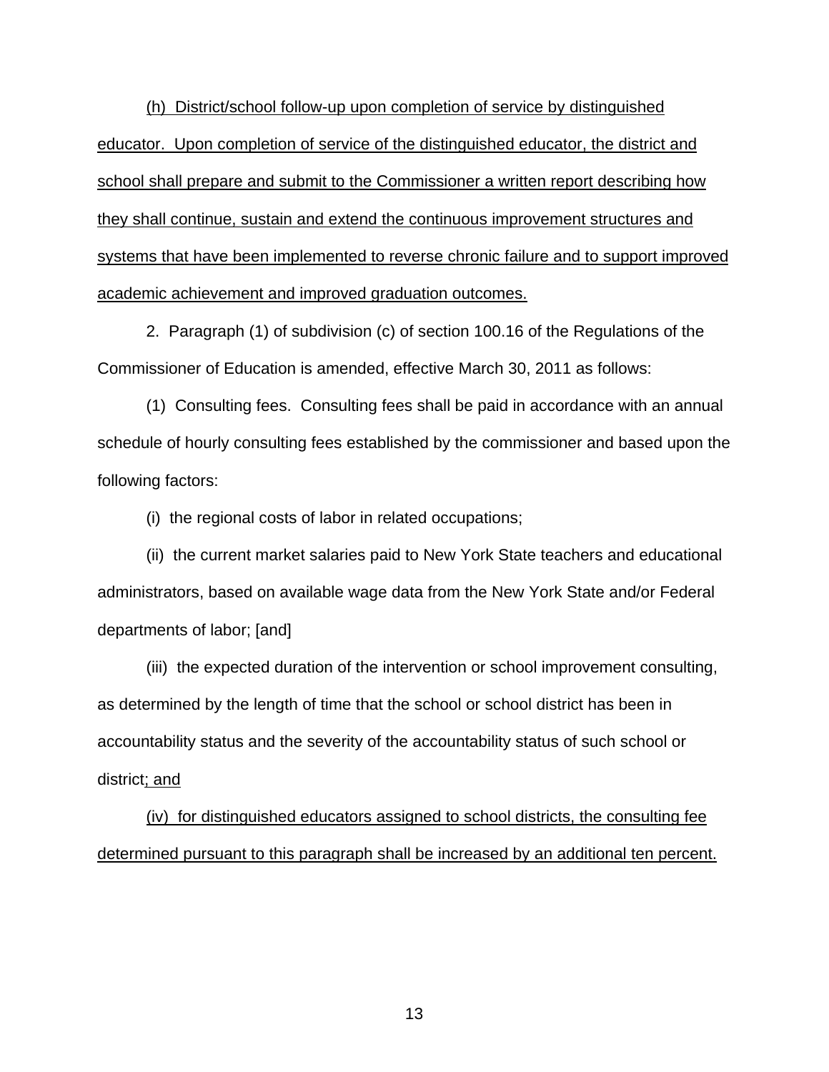(h) District/school follow-up upon completion of service by distinguished educator. Upon completion of service of the distinguished educator, the district and school shall prepare and submit to the Commissioner a written report describing how they shall continue, sustain and extend the continuous improvement structures and systems that have been implemented to reverse chronic failure and to support improved academic achievement and improved graduation outcomes.

2. Paragraph (1) of subdivision (c) of section 100.16 of the Regulations of the Commissioner of Education is amended, effective March 30, 2011 as follows:

(1) Consulting fees. Consulting fees shall be paid in accordance with an annual schedule of hourly consulting fees established by the commissioner and based upon the following factors:

(i) the regional costs of labor in related occupations;

(ii) the current market salaries paid to New York State teachers and educational administrators, based on available wage data from the New York State and/or Federal departments of labor; [and]

(iii) the expected duration of the intervention or school improvement consulting, as determined by the length of time that the school or school district has been in accountability status and the severity of the accountability status of such school or district; and

(iv) for distinguished educators assigned to school districts, the consulting fee determined pursuant to this paragraph shall be increased by an additional ten percent.